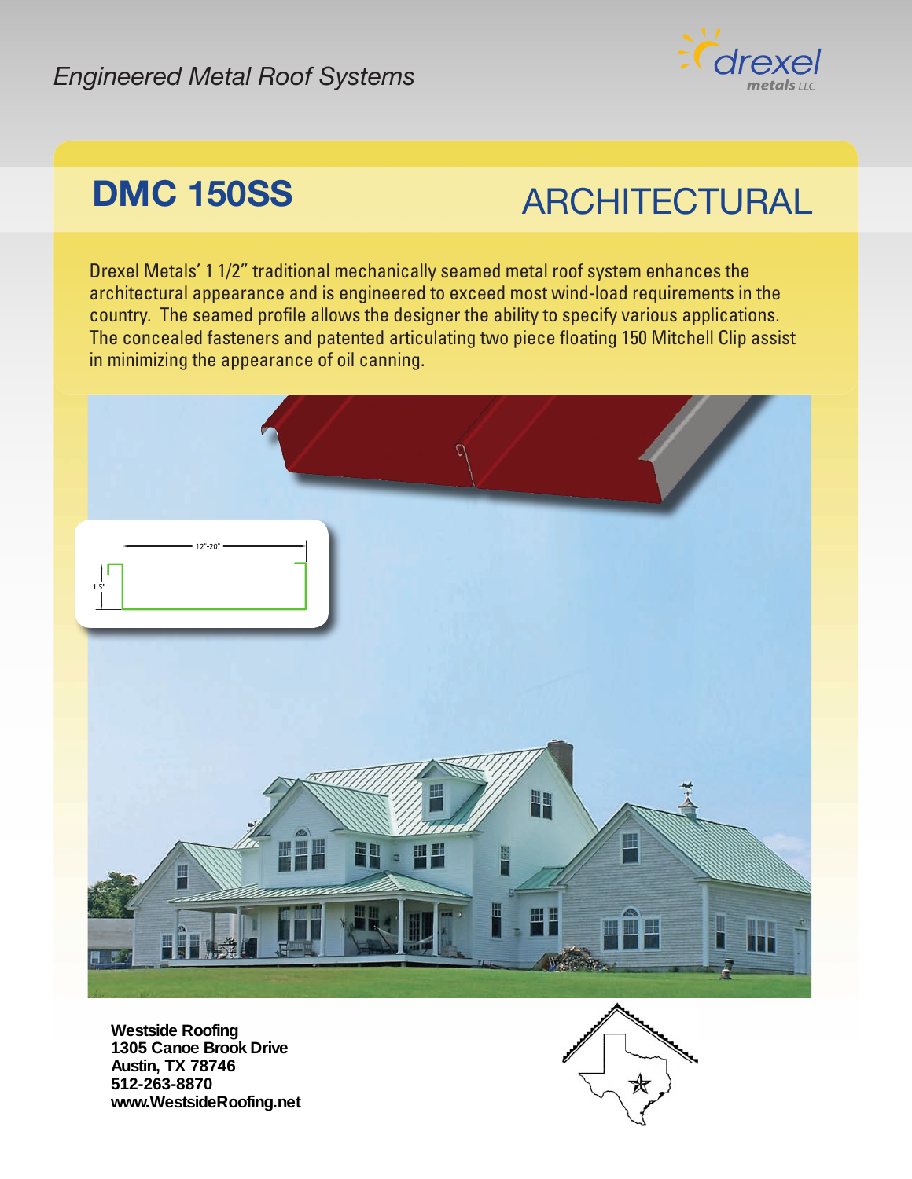*Engineered Metal Roof Systems*

drexel metals LLC

# DMC 150SS

## ARCHITECTURAL

Drexel Metals' 1 1/2" traditional mechanically seamed metal roof system enhances the architectural appearance and is engineered to exceed most wind-load requirements in the country. The seamed profile allows the designer the ability to specify various applications. The concealed fasteners and patented articulating two piece floating 150 Mitchell Clip assist in minimizing the appearance of oil canning.

12"-20"

1.5"

**Westside Roofing**
**1305 Canoe Brook Drive**
**Austin, TX 78746**
**512-263-8870**
**www.WestsideRoofing.net**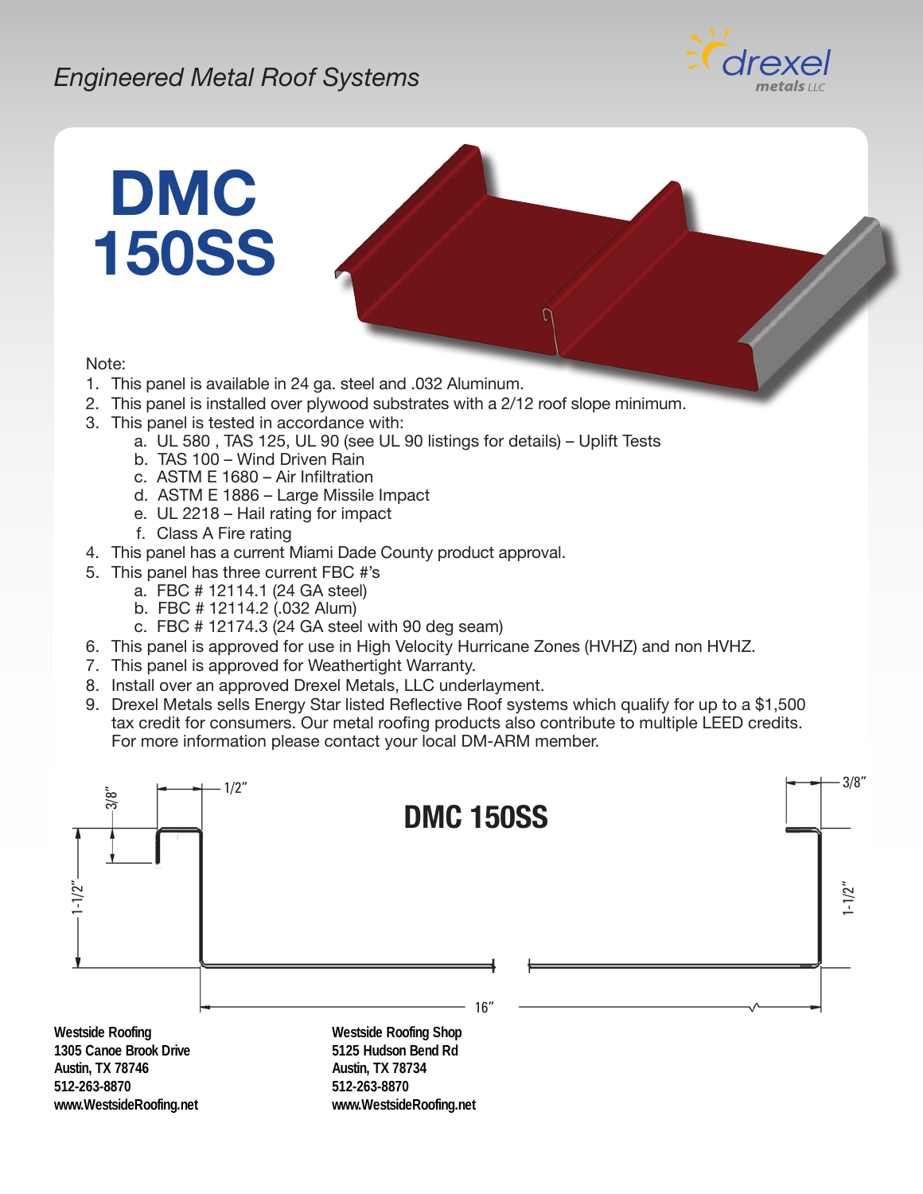*Engineered Metal Roof Systems*

drexel metals LLC

# DMC 150SS

Note:

1. This panel is available in 24 ga. steel and .032 Aluminum.
2. This panel is installed over plywood substrates with a 2/12 roof slope minimum.
3. This panel is tested in accordance with:
   a. UL 580 , TAS 125, UL 90 (see UL 90 listings for details) – Uplift Tests
   b. TAS 100 – Wind Driven Rain
   c. ASTM E 1680 – Air Infiltration
   d. ASTM E 1886 – Large Missile Impact
   e. UL 2218 – Hail rating for impact
   f. Class A Fire rating
4. This panel has a current Miami Dade County product approval.
5. This panel has three current FBC #'s
   a. FBC # 12114.1 (24 GA steel)
   b. FBC # 12114.2 (.032 Alum)
   c. FBC # 12174.3 (24 GA steel with 90 deg seam)
6. This panel is approved for use in High Velocity Hurricane Zones (HVHZ) and non HVHZ.
7. This panel is approved for Weathertight Warranty.
8. Install over an approved Drexel Metals, LLC underlayment.
9. Drexel Metals sells Energy Star listed Reflective Roof systems which qualify for up to a $1,500 tax credit for consumers. Our metal roofing products also contribute to multiple LEED credits. For more information please contact your local DM-ARM member.

DMC 150SS

3/8″

1/2″

1-1/2″

3/8″

1-1/2″

16″

**Westside Roofing**
**1305 Canoe Brook Drive**
**Austin, TX 78746**
**512-263-8870**
**www.WestsideRoofing.net**

**Westside Roofing Shop**
**5125 Hudson Bend Rd**
**Austin, TX 78734**
**512-263-8870**
**www.WestsideRoofing.net**